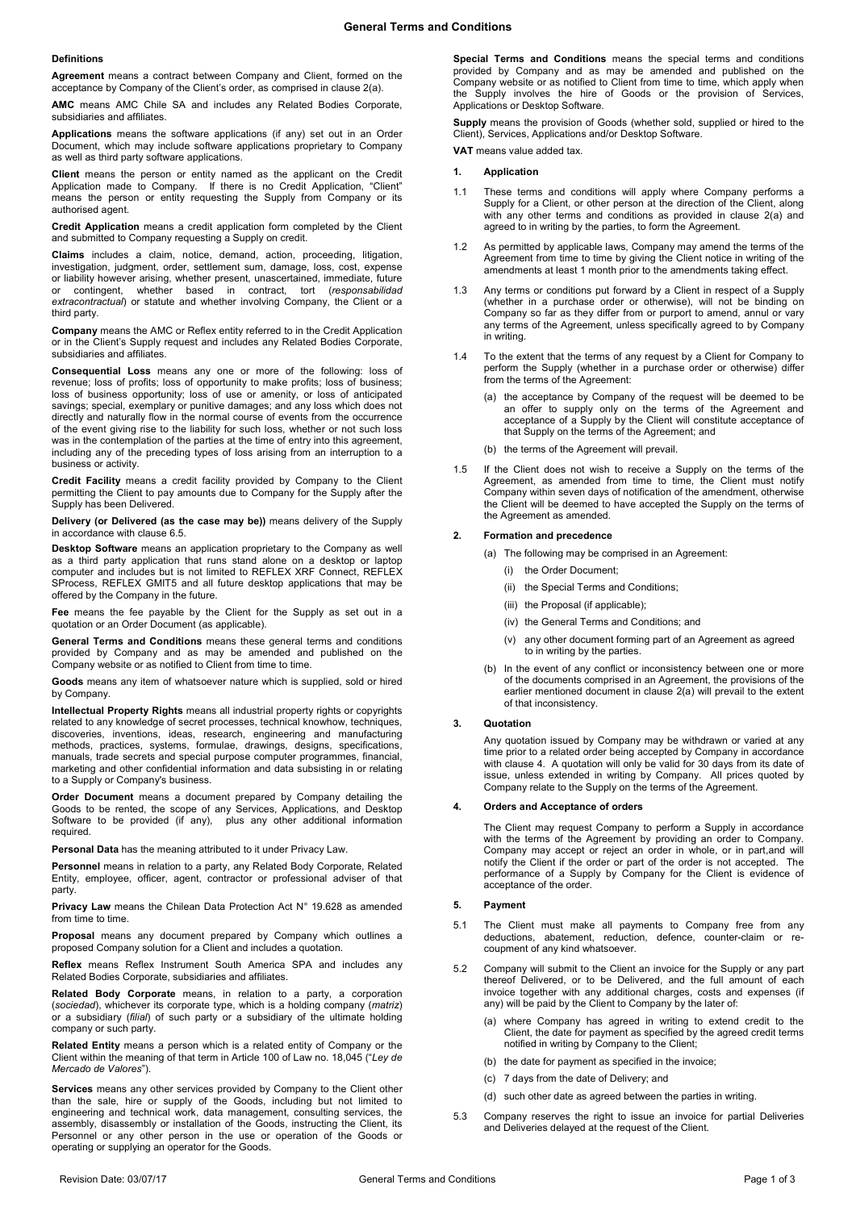# General Terms and Conditions

**Definitions**

**Agreement** means a contract between Company and Client, formed on the acceptance by Company of the Client's order, as comprised in clause 2(a).

**AMC** means AMC Chile SA and includes any Related Bodies Corporate, subsidiaries and affiliates.

**Applications** means the software applications (if any) set out in an Order Document, which may include software applications proprietary to Company as well as third party software applications.

**Client** means the person or entity named as the applicant on the Credit Application made to Company. If there is no Credit Application, "Client" means the person or entity requesting the Supply from Company or its authorised agent.

**Credit Application** means a credit application form completed by the Client and submitted to Company requesting a Supply on credit.

**Claims** includes a claim, notice, demand, action, proceeding, litigation, investigation, judgment, order, settlement sum, damage, loss, cost, expense or liability however arising, whether present, unascertained, immediate, future or contingent, whether based in contract, tort (*responsabilidad extracontractual*) or statute and whether involving Company, the Client or a third party.

**Company** means the AMC or Reflex entity referred to in the Credit Application or in the Client's Supply request and includes any Related Bodies Corporate, subsidiaries and affiliates.

**Consequential Loss** means any one or more of the following: loss of revenue; loss of profits; loss of opportunity to make profits; loss of business; loss of business opportunity; loss of use or amenity, or loss of anticipated savings; special, exemplary or punitive damages; and any loss which does not directly and naturally flow in the normal course of events from the occurrence of the event giving rise to the liability for such loss, whether or not such loss was in the contemplation of the parties at the time of entry into this agreement, including any of the preceding types of loss arising from an interruption to a business or activity.

**Credit Facility** means a credit facility provided by Company to the Client permitting the Client to pay amounts due to Company for the Supply after the Supply has been Delivered.

**Delivery (or Delivered (as the case may be))** means delivery of the Supply in accordance with clause 6.5.

**Desktop Software** means an application proprietary to the Company as well as a third party application that runs stand alone on a desktop or laptop computer and includes but is not limited to REFLEX XRF Connect, REFLEX SProcess, REFLEX GMIT5 and all future desktop applications that may be offered by the Company in the future.

**Fee** means the fee payable by the Client for the Supply as set out in a quotation or an Order Document (as applicable).

**General Terms and Conditions** means these general terms and conditions provided by Company and as may be amended and published on the Company website or as notified to Client from time to time.

**Goods** means any item of whatsoever nature which is supplied, sold or hired by Company.

**Intellectual Property Rights** means all industrial property rights or copyrights related to any knowledge of secret processes, technical knowhow, techniques, discoveries, inventions, ideas, research, engineering and manufacturing methods, practices, systems, formulae, drawings, designs, specifications, manuals, trade secrets and special purpose computer programmes, financial, marketing and other confidential information and data subsisting in or relating to a Supply or Company's business.

**Order Document** means a document prepared by Company detailing the Goods to be rented, the scope of any Services, Applications, and Desktop Software to be provided (if any), plus any other additional information required.

**Personal Data** has the meaning attributed to it under Privacy Law.

**Personnel** means in relation to a party, any Related Body Corporate, Related Entity, employee, officer, agent, contractor or professional adviser of that party.

**Privacy Law** means the Chilean Data Protection Act N° 19.628 as amended from time to time.

**Proposal** means any document prepared by Company which outlines a proposed Company solution for a Client and includes a quotation.

**Reflex** means Reflex Instrument South America SPA and includes any Related Bodies Corporate, subsidiaries and affiliates.

**Related Body Corporate** means, in relation to a party, a corporation (*sociedad*), whichever its corporate type, which is a holding company (*matriz*) or a subsidiary (*filial*) of such party or a subsidiary of the ultimate holding company or such party.

**Related Entity** means a person which is a related entity of Company or the Client within the meaning of that term in Article 100 of Law no. 18,045 ("*Ley de Mercado de Valores*").

**Services** means any other services provided by Company to the Client other than the sale, hire or supply of the Goods, including but not limited to engineering and technical work, data management, consulting services, the assembly, disassembly or installation of the Goods, instructing the Client, its Personnel or any other person in the use or operation of the Goods or operating or supplying an operator for the Goods.

**Special Terms and Conditions** means the special terms and conditions provided by Company and as may be amended and published on the Company website or as notified to Client from time to time, which apply when the Supply involves the hire of Goods or the provision of Services, Applications or Desktop Software.

**Supply** means the provision of Goods (whether sold, supplied or hired to the Client), Services, Applications and/or Desktop Software.

**VAT** means value added tax.

## 1. Application

1.1 These terms and conditions will apply where Company performs a Supply for a Client, or other person at the direction of the Client, along with any other terms and conditions as provided in clause 2(a) and agreed to in writing by the parties, to form the Agreement.

1.2 As permitted by applicable laws, Company may amend the terms of the Agreement from time to time by giving the Client notice in writing of the amendments at least 1 month prior to the amendments taking effect.

1.3 Any terms or conditions put forward by a Client in respect of a Supply (whether in a purchase order or otherwise), will not be binding on Company so far as they differ from or purport to amend, annul or vary any terms of the Agreement, unless specifically agreed to by Company in writing.

1.4 To the extent that the terms of any request by a Client for Company to perform the Supply (whether in a purchase order or otherwise) differ from the terms of the Agreement:

(a) the acceptance by Company of the request will be deemed to be an offer to supply only on the terms of the Agreement and acceptance of a Supply by the Client will constitute acceptance of that Supply on the terms of the Agreement; and

(b) the terms of the Agreement will prevail.

1.5 If the Client does not wish to receive a Supply on the terms of the Agreement, as amended from time to time, the Client must notify Company within seven days of notification of the amendment, otherwise the Client will be deemed to have accepted the Supply on the terms of the Agreement as amended.

## 2. Formation and precedence

(a) The following may be comprised in an Agreement:

(i) the Order Document;

(ii) the Special Terms and Conditions;

(iii) the Proposal (if applicable);

(iv) the General Terms and Conditions; and

(v) any other document forming part of an Agreement as agreed to in writing by the parties.

(b) In the event of any conflict or inconsistency between one or more of the documents comprised in an Agreement, the provisions of the earlier mentioned document in clause 2(a) will prevail to the extent of that inconsistency.

## 3. Quotation

Any quotation issued by Company may be withdrawn or varied at any time prior to a related order being accepted by Company in accordance with clause 4. A quotation will only be valid for 30 days from its date of issue, unless extended in writing by Company. All prices quoted by Company relate to the Supply on the terms of the Agreement.

## 4. Orders and Acceptance of orders

The Client may request Company to perform a Supply in accordance with the terms of the Agreement by providing an order to Company. Company may accept or reject an order in whole, or in part,and will notify the Client if the order or part of the order is not accepted. The performance of a Supply by Company for the Client is evidence of acceptance of the order.

## 5. Payment

5.1 The Client must make all payments to Company free from any deductions, abatement, reduction, defence, counter-claim or re-coupment of any kind whatsoever.

5.2 Company will submit to the Client an invoice for the Supply or any part thereof Delivered, or to be Delivered, and the full amount of each invoice together with any additional charges, costs and expenses (if any) will be paid by the Client to Company by the later of:

(a) where Company has agreed in writing to extend credit to the Client, the date for payment as specified by the agreed credit terms notified in writing by Company to the Client;

(b) the date for payment as specified in the invoice;

(c) 7 days from the date of Delivery; and

(d) such other date as agreed between the parties in writing.

5.3 Company reserves the right to issue an invoice for partial Deliveries and Deliveries delayed at the request of the Client.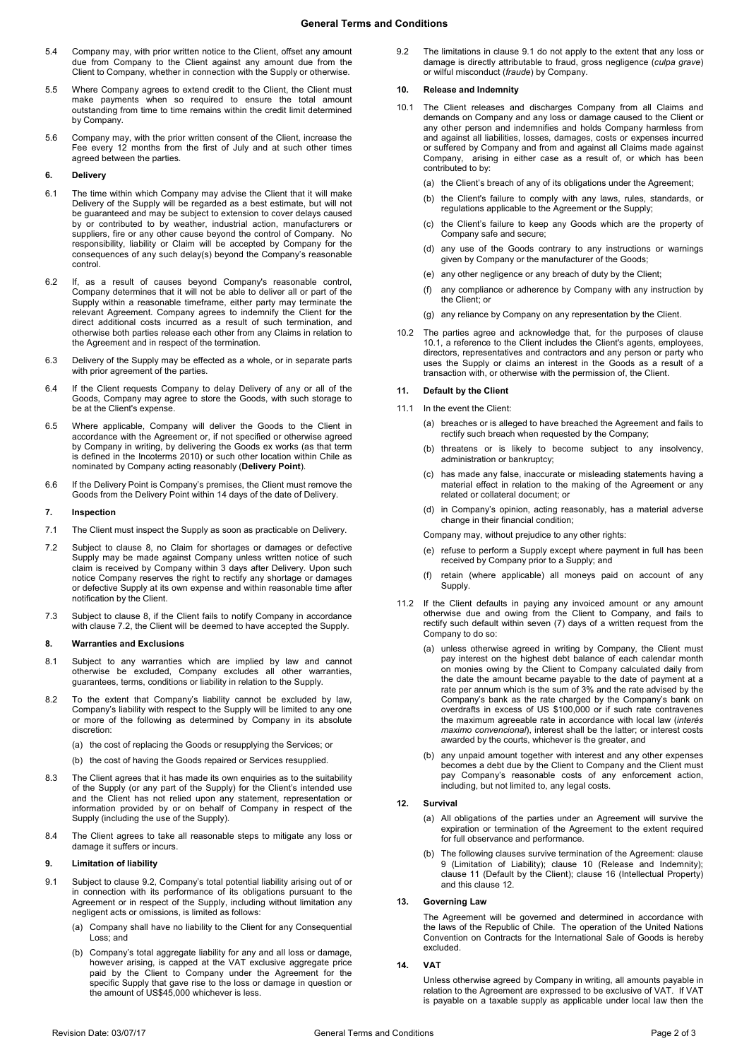5.4 Company may, with prior written notice to the Client, offset any amount due from Company to the Client against any amount due from the Client to Company, whether in connection with the Supply or otherwise.

5.5 Where Company agrees to extend credit to the Client, the Client must make payments when so required to ensure the total amount outstanding from time to time remains within the credit limit determined by Company.

5.6 Company may, with the prior written consent of the Client, increase the Fee every 12 months from the first of July and at such other times agreed between the parties.

## 6. Delivery

6.1 The time within which Company may advise the Client that it will make Delivery of the Supply will be regarded as a best estimate, but will not be guaranteed and may be subject to extension to cover delays caused by or contributed to by weather, industrial action, manufacturers or suppliers, fire or any other cause beyond the control of Company. No responsibility, liability or Claim will be accepted by Company for the consequences of any such delay(s) beyond the Company's reasonable control.

6.2 If, as a result of causes beyond Company's reasonable control, Company determines that it will not be able to deliver all or part of the Supply within a reasonable timeframe, either party may terminate the relevant Agreement. Company agrees to indemnify the Client for the direct additional costs incurred as a result of such termination, and otherwise both parties release each other from any Claims in relation to the Agreement and in respect of the termination.

6.3 Delivery of the Supply may be effected as a whole, or in separate parts with prior agreement of the parties.

6.4 If the Client requests Company to delay Delivery of any or all of the Goods, Company may agree to store the Goods, with such storage to be at the Client's expense.

6.5 Where applicable, Company will deliver the Goods to the Client in accordance with the Agreement or, if not specified or otherwise agreed by Company in writing, by delivering the Goods ex works (as that term is defined in the Incoterms 2010) or such other location within Chile as nominated by Company acting reasonably (**Delivery Point**).

6.6 If the Delivery Point is Company's premises, the Client must remove the Goods from the Delivery Point within 14 days of the date of Delivery.

## 7. Inspection

7.1 The Client must inspect the Supply as soon as practicable on Delivery.

7.2 Subject to clause 8, no Claim for shortages or damages or defective Supply may be made against Company unless written notice of such claim is received by Company within 3 days after Delivery. Upon such notice Company reserves the right to rectify any shortage or damages or defective Supply at its own expense and within reasonable time after notification by the Client.

7.3 Subject to clause 8, if the Client fails to notify Company in accordance with clause 7.2, the Client will be deemed to have accepted the Supply.

## 8. Warranties and Exclusions

8.1 Subject to any warranties which are implied by law and cannot otherwise be excluded, Company excludes all other warranties, guarantees, terms, conditions or liability in relation to the Supply.

8.2 To the extent that Company's liability cannot be excluded by law, Company's liability with respect to the Supply will be limited to any one or more of the following as determined by Company in its absolute discretion:

(a) the cost of replacing the Goods or resupplying the Services; or

(b) the cost of having the Goods repaired or Services resupplied.

8.3 The Client agrees that it has made its own enquiries as to the suitability of the Supply (or any part of the Supply) for the Client's intended use and the Client has not relied upon any statement, representation or information provided by or on behalf of Company in respect of the Supply (including the use of the Supply).

8.4 The Client agrees to take all reasonable steps to mitigate any loss or damage it suffers or incurs.

## 9. Limitation of liability

9.1 Subject to clause 9.2, Company's total potential liability arising out of or in connection with its performance of its obligations pursuant to the Agreement or in respect of the Supply, including without limitation any negligent acts or omissions, is limited as follows:

(a) Company shall have no liability to the Client for any Consequential Loss; and

(b) Company's total aggregate liability for any and all loss or damage, however arising, is capped at the VAT exclusive aggregate price paid by the Client to Company under the Agreement for the specific Supply that gave rise to the loss or damage in question or the amount of US$45,000 whichever is less.

9.2 The limitations in clause 9.1 do not apply to the extent that any loss or damage is directly attributable to fraud, gross negligence (*culpa grave*) or wilful misconduct (*fraude*) by Company.

## 10. Release and Indemnity

10.1 The Client releases and discharges Company from all Claims and demands on Company and any loss or damage caused to the Client or any other person and indemnifies and holds Company harmless from and against all liabilities, losses, damages, costs or expenses incurred or suffered by Company and from and against all Claims made against Company, arising in either case as a result of, or which has been contributed to by:

(a) the Client's breach of any of its obligations under the Agreement;

(b) the Client's failure to comply with any laws, rules, standards, or regulations applicable to the Agreement or the Supply;

(c) the Client's failure to keep any Goods which are the property of Company safe and secure;

(d) any use of the Goods contrary to any instructions or warnings given by Company or the manufacturer of the Goods;

(e) any other negligence or any breach of duty by the Client;

(f) any compliance or adherence by Company with any instruction by the Client; or

(g) any reliance by Company on any representation by the Client.

10.2 The parties agree and acknowledge that, for the purposes of clause 10.1, a reference to the Client includes the Client's agents, employees, directors, representatives and contractors and any person or party who uses the Supply or claims an interest in the Goods as a result of a transaction with, or otherwise with the permission of, the Client.

## 11. Default by the Client

11.1 In the event the Client:

(a) breaches or is alleged to have breached the Agreement and fails to rectify such breach when requested by the Company;

(b) threatens or is likely to become subject to any insolvency, administration or bankruptcy;

(c) has made any false, inaccurate or misleading statements having a material effect in relation to the making of the Agreement or any related or collateral document; or

(d) in Company's opinion, acting reasonably, has a material adverse change in their financial condition;

Company may, without prejudice to any other rights:

(e) refuse to perform a Supply except where payment in full has been received by Company prior to a Supply; and

(f) retain (where applicable) all moneys paid on account of any Supply.

11.2 If the Client defaults in paying any invoiced amount or any amount otherwise due and owing from the Client to Company, and fails to rectify such default within seven (7) days of a written request from the Company to do so:

(a) unless otherwise agreed in writing by Company, the Client must pay interest on the highest debt balance of each calendar month on monies owing by the Client to Company calculated daily from the date the amount became payable to the date of payment at a rate per annum which is the sum of 3% and the rate advised by the Company's bank as the rate charged by the Company's bank on overdrafts in excess of US $100,000 or if such rate contravenes the maximum agreeable rate in accordance with local law (*interés maximo convencional*), interest shall be the latter; or interest costs awarded by the courts, whichever is the greater, and

(b) any unpaid amount together with interest and any other expenses becomes a debt due by the Client to Company and the Client must pay Company's reasonable costs of any enforcement action, including, but not limited to, any legal costs.

## 12. Survival

(a) All obligations of the parties under an Agreement will survive the expiration or termination of the Agreement to the extent required for full observance and performance.

(b) The following clauses survive termination of the Agreement: clause 9 (Limitation of Liability); clause 10 (Release and Indemnity); clause 11 (Default by the Client); clause 16 (Intellectual Property) and this clause 12.

## 13. Governing Law

The Agreement will be governed and determined in accordance with the laws of the Republic of Chile. The operation of the United Nations Convention on Contracts for the International Sale of Goods is hereby excluded.

## 14. VAT

Unless otherwise agreed by Company in writing, all amounts payable in relation to the Agreement are expressed to be exclusive of VAT. If VAT is payable on a taxable supply as applicable under local law then the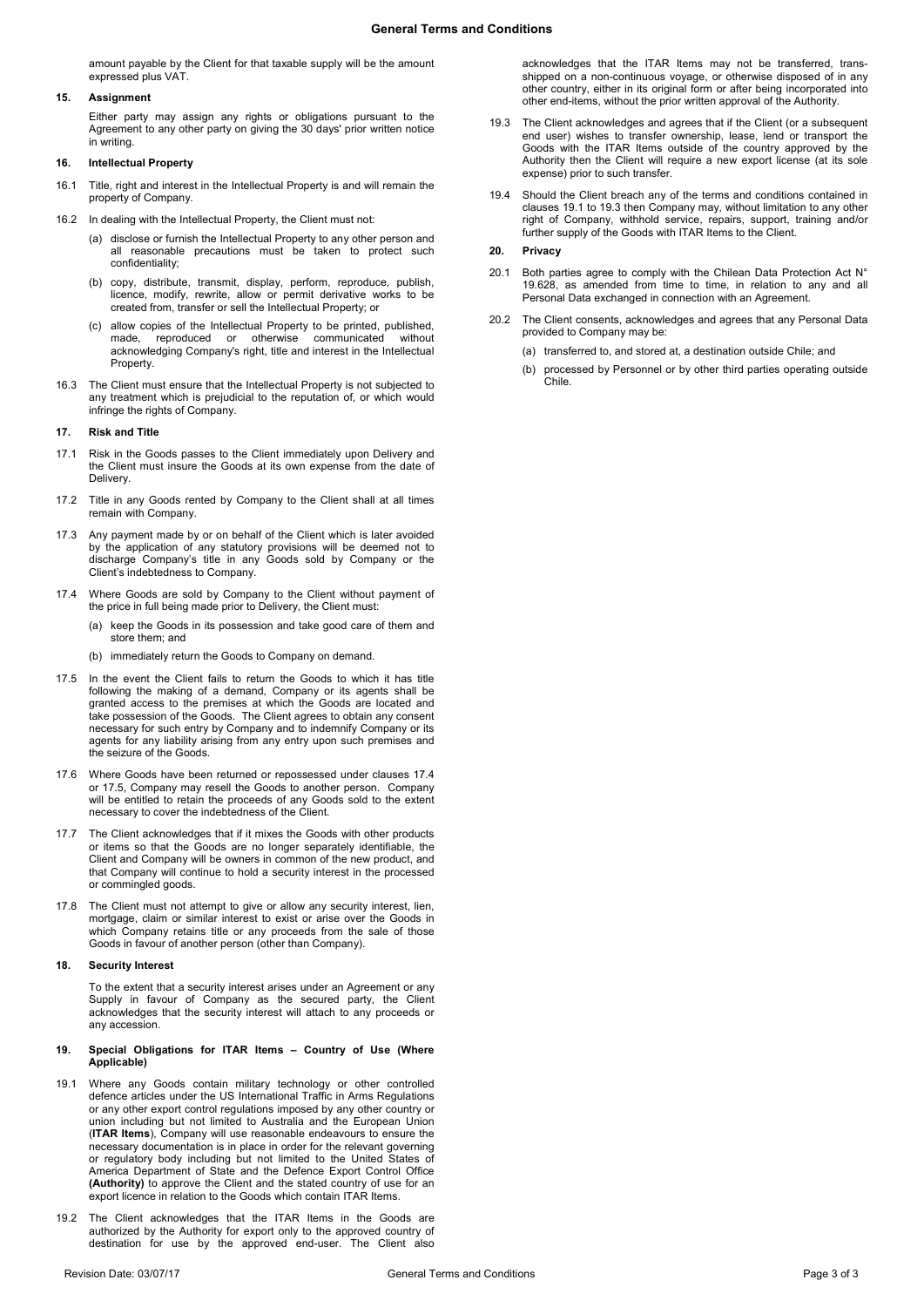amount payable by the Client for that taxable supply will be the amount expressed plus VAT.

**15. Assignment**

Either party may assign any rights or obligations pursuant to the Agreement to any other party on giving the 30 days' prior written notice in writing.

**16. Intellectual Property**

16.1 Title, right and interest in the Intellectual Property is and will remain the property of Company.

16.2 In dealing with the Intellectual Property, the Client must not:

(a) disclose or furnish the Intellectual Property to any other person and all reasonable precautions must be taken to protect such confidentiality;

(b) copy, distribute, transmit, display, perform, reproduce, publish, licence, modify, rewrite, allow or permit derivative works to be created from, transfer or sell the Intellectual Property; or

(c) allow copies of the Intellectual Property to be printed, published, made, reproduced or otherwise communicated without acknowledging Company's right, title and interest in the Intellectual Property.

16.3 The Client must ensure that the Intellectual Property is not subjected to any treatment which is prejudicial to the reputation of, or which would infringe the rights of Company.

**17. Risk and Title**

17.1 Risk in the Goods passes to the Client immediately upon Delivery and the Client must insure the Goods at its own expense from the date of Delivery.

17.2 Title in any Goods rented by Company to the Client shall at all times remain with Company.

17.3 Any payment made by or on behalf of the Client which is later avoided by the application of any statutory provisions will be deemed not to discharge Company's title in any Goods sold by Company or the Client's indebtedness to Company.

17.4 Where Goods are sold by Company to the Client without payment of the price in full being made prior to Delivery, the Client must:

(a) keep the Goods in its possession and take good care of them and store them; and

(b) immediately return the Goods to Company on demand.

17.5 In the event the Client fails to return the Goods to which it has title following the making of a demand, Company or its agents shall be granted access to the premises at which the Goods are located and take possession of the Goods. The Client agrees to obtain any consent necessary for such entry by Company and to indemnify Company or its agents for any liability arising from any entry upon such premises and the seizure of the Goods.

17.6 Where Goods have been returned or repossessed under clauses 17.4 or 17.5, Company may resell the Goods to another person. Company will be entitled to retain the proceeds of any Goods sold to the extent necessary to cover the indebtedness of the Client.

17.7 The Client acknowledges that if it mixes the Goods with other products or items so that the Goods are no longer separately identifiable, the Client and Company will be owners in common of the new product, and that Company will continue to hold a security interest in the processed or commingled goods.

17.8 The Client must not attempt to give or allow any security interest, lien, mortgage, claim or similar interest to exist or arise over the Goods in which Company retains title or any proceeds from the sale of those Goods in favour of another person (other than Company).

**18. Security Interest**

To the extent that a security interest arises under an Agreement or any Supply in favour of Company as the secured party, the Client acknowledges that the security interest will attach to any proceeds or any accession.

**19. Special Obligations for ITAR Items – Country of Use (Where Applicable)**

19.1 Where any Goods contain military technology or other controlled defence articles under the US International Traffic in Arms Regulations or any other export control regulations imposed by any other country or union including but not limited to Australia and the European Union (**ITAR Items**), Company will use reasonable endeavours to ensure the necessary documentation is in place in order for the relevant governing or regulatory body including but not limited to the United States of America Department of State and the Defence Export Control Office **(Authority)** to approve the Client and the stated country of use for an export licence in relation to the Goods which contain ITAR Items.

19.2 The Client acknowledges that the ITAR Items in the Goods are authorized by the Authority for export only to the approved country of destination for use by the approved end-user. The Client also acknowledges that the ITAR Items may not be transferred, trans-shipped on a non-continuous voyage, or otherwise disposed of in any other country, either in its original form or after being incorporated into other end-items, without the prior written approval of the Authority.

19.3 The Client acknowledges and agrees that if the Client (or a subsequent end user) wishes to transfer ownership, lease, lend or transport the Goods with the ITAR Items outside of the country approved by the Authority then the Client will require a new export license (at its sole expense) prior to such transfer.

19.4 Should the Client breach any of the terms and conditions contained in clauses 19.1 to 19.3 then Company may, without limitation to any other right of Company, withhold service, repairs, support, training and/or further supply of the Goods with ITAR Items to the Client.

**20. Privacy**

20.1 Both parties agree to comply with the Chilean Data Protection Act N° 19.628, as amended from time to time, in relation to any and all Personal Data exchanged in connection with an Agreement.

20.2 The Client consents, acknowledges and agrees that any Personal Data provided to Company may be:

(a) transferred to, and stored at, a destination outside Chile; and

(b) processed by Personnel or by other third parties operating outside Chile.